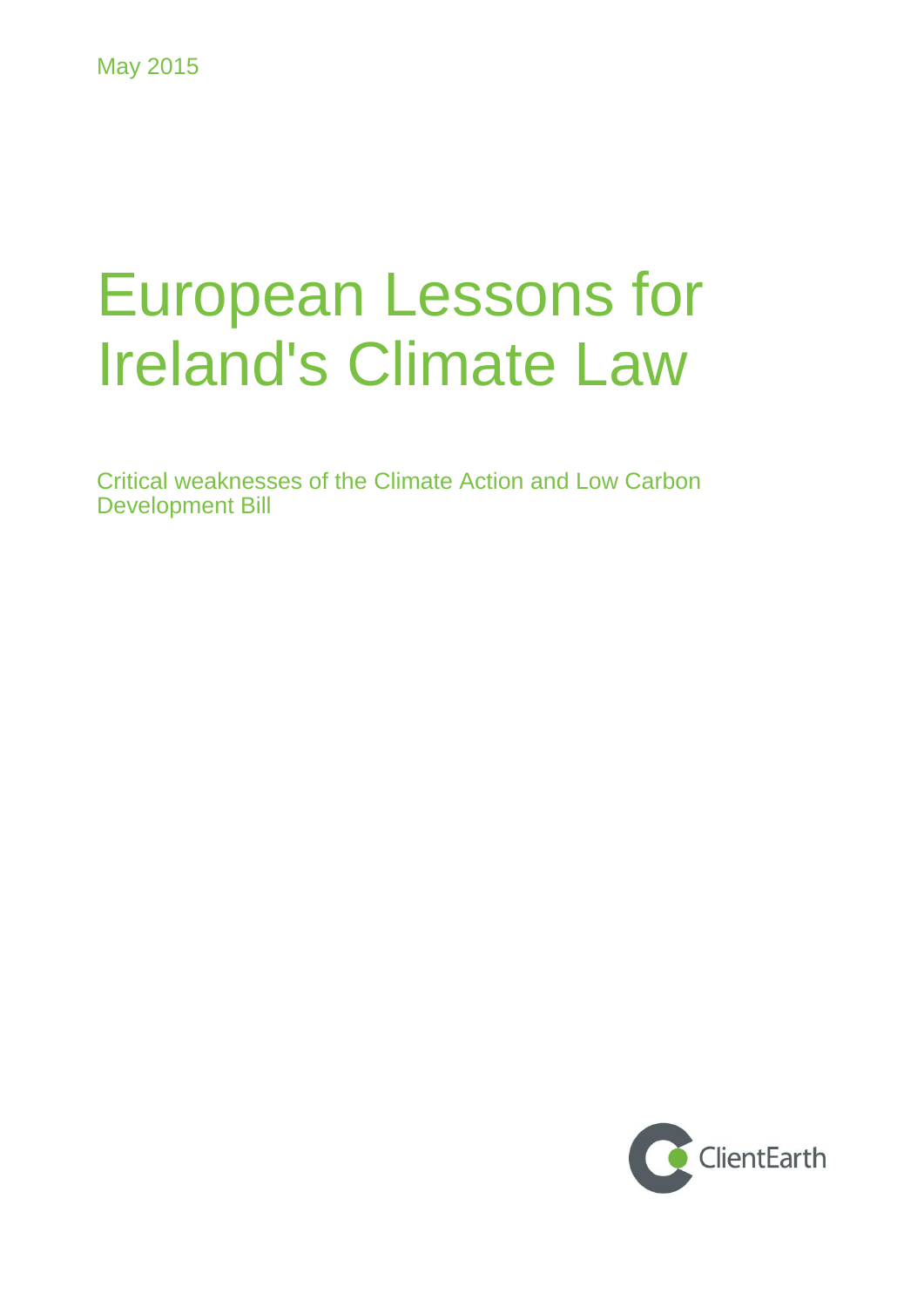May 2015

# European Lessons for Ireland's Climate Law

Critical weaknesses of the Climate Action and Low Carbon Development Bill

ClientEarth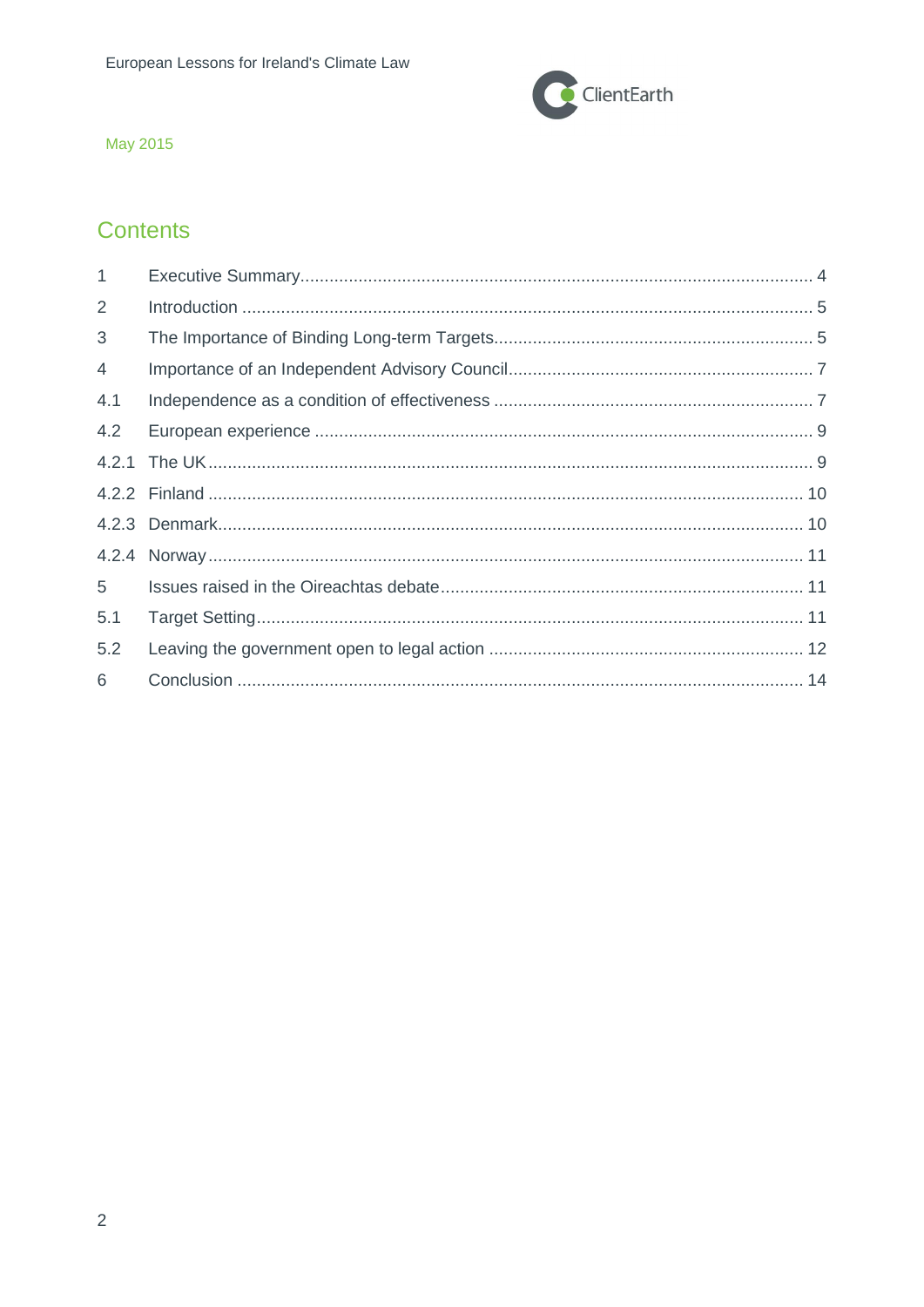## Contents

| | | |
|---|---|---|
| 1 | Executive Summary | 4 |
| 2 | Introduction | 5 |
| 3 | The Importance of Binding Long-term Targets | 5 |
| 4 | Importance of an Independent Advisory Council | 7 |
| 4.1 | Independence as a condition of effectiveness | 7 |
| 4.2 | European experience | 9 |
| 4.2.1 | The UK | 9 |
| 4.2.2 | Finland | 10 |
| 4.2.3 | Denmark | 10 |
| 4.2.4 | Norway | 11 |
| 5 | Issues raised in the Oireachtas debate | 11 |
| 5.1 | Target Setting | 11 |
| 5.2 | Leaving the government open to legal action | 12 |
| 6 | Conclusion | 14 |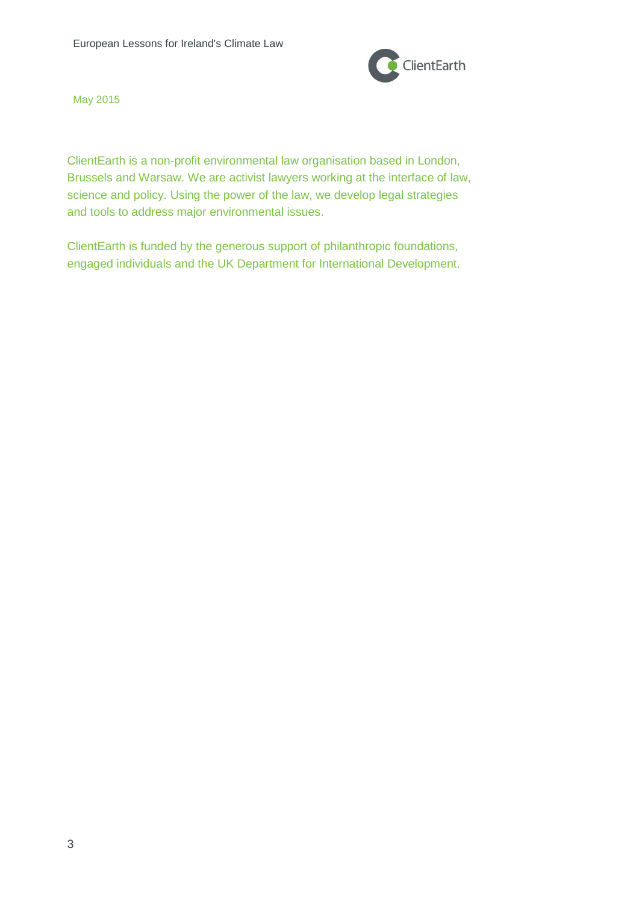May 2015

ClientEarth is a non-profit environmental law organisation based in London, Brussels and Warsaw. We are activist lawyers working at the interface of law, science and policy. Using the power of the law, we develop legal strategies and tools to address major environmental issues.

ClientEarth is funded by the generous support of philanthropic foundations, engaged individuals and the UK Department for International Development.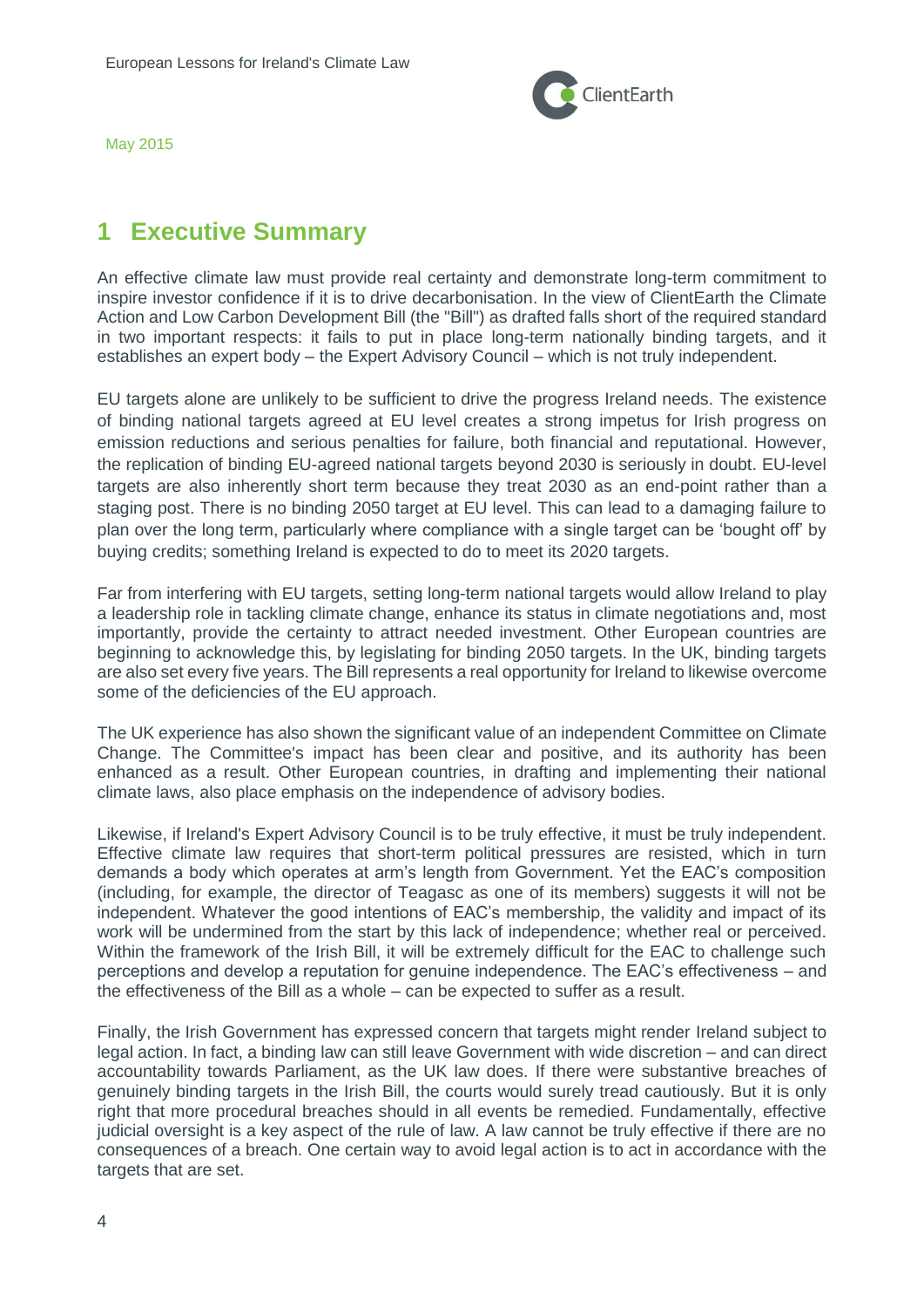# 1 Executive Summary

An effective climate law must provide real certainty and demonstrate long-term commitment to inspire investor confidence if it is to drive decarbonisation. In the view of ClientEarth the Climate Action and Low Carbon Development Bill (the "Bill") as drafted falls short of the required standard in two important respects: it fails to put in place long-term nationally binding targets, and it establishes an expert body – the Expert Advisory Council – which is not truly independent.

EU targets alone are unlikely to be sufficient to drive the progress Ireland needs. The existence of binding national targets agreed at EU level creates a strong impetus for Irish progress on emission reductions and serious penalties for failure, both financial and reputational. However, the replication of binding EU-agreed national targets beyond 2030 is seriously in doubt. EU-level targets are also inherently short term because they treat 2030 as an end-point rather than a staging post. There is no binding 2050 target at EU level. This can lead to a damaging failure to plan over the long term, particularly where compliance with a single target can be 'bought off' by buying credits; something Ireland is expected to do to meet its 2020 targets.

Far from interfering with EU targets, setting long-term national targets would allow Ireland to play a leadership role in tackling climate change, enhance its status in climate negotiations and, most importantly, provide the certainty to attract needed investment. Other European countries are beginning to acknowledge this, by legislating for binding 2050 targets. In the UK, binding targets are also set every five years. The Bill represents a real opportunity for Ireland to likewise overcome some of the deficiencies of the EU approach.

The UK experience has also shown the significant value of an independent Committee on Climate Change. The Committee's impact has been clear and positive, and its authority has been enhanced as a result. Other European countries, in drafting and implementing their national climate laws, also place emphasis on the independence of advisory bodies.

Likewise, if Ireland's Expert Advisory Council is to be truly effective, it must be truly independent. Effective climate law requires that short-term political pressures are resisted, which in turn demands a body which operates at arm's length from Government. Yet the EAC's composition (including, for example, the director of Teagasc as one of its members) suggests it will not be independent. Whatever the good intentions of EAC's membership, the validity and impact of its work will be undermined from the start by this lack of independence; whether real or perceived. Within the framework of the Irish Bill, it will be extremely difficult for the EAC to challenge such perceptions and develop a reputation for genuine independence. The EAC's effectiveness – and the effectiveness of the Bill as a whole – can be expected to suffer as a result.

Finally, the Irish Government has expressed concern that targets might render Ireland subject to legal action. In fact, a binding law can still leave Government with wide discretion – and can direct accountability towards Parliament, as the UK law does. If there were substantive breaches of genuinely binding targets in the Irish Bill, the courts would surely tread cautiously. But it is only right that more procedural breaches should in all events be remedied. Fundamentally, effective judicial oversight is a key aspect of the rule of law. A law cannot be truly effective if there are no consequences of a breach. One certain way to avoid legal action is to act in accordance with the targets that are set.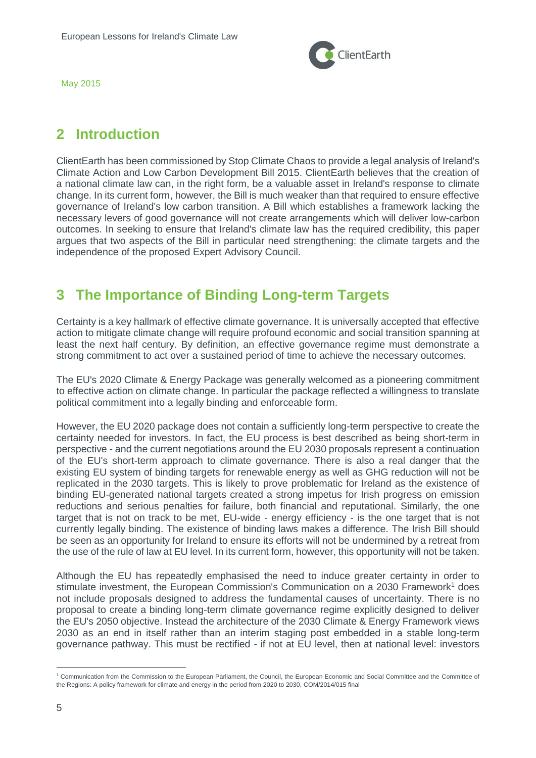## 2 Introduction

ClientEarth has been commissioned by Stop Climate Chaos to provide a legal analysis of Ireland's Climate Action and Low Carbon Development Bill 2015. ClientEarth believes that the creation of a national climate law can, in the right form, be a valuable asset in Ireland's response to climate change. In its current form, however, the Bill is much weaker than that required to ensure effective governance of Ireland's low carbon transition. A Bill which establishes a framework lacking the necessary levers of good governance will not create arrangements which will deliver low-carbon outcomes. In seeking to ensure that Ireland's climate law has the required credibility, this paper argues that two aspects of the Bill in particular need strengthening: the climate targets and the independence of the proposed Expert Advisory Council.

## 3 The Importance of Binding Long-term Targets

Certainty is a key hallmark of effective climate governance. It is universally accepted that effective action to mitigate climate change will require profound economic and social transition spanning at least the next half century. By definition, an effective governance regime must demonstrate a strong commitment to act over a sustained period of time to achieve the necessary outcomes.

The EU's 2020 Climate & Energy Package was generally welcomed as a pioneering commitment to effective action on climate change. In particular the package reflected a willingness to translate political commitment into a legally binding and enforceable form.

However, the EU 2020 package does not contain a sufficiently long-term perspective to create the certainty needed for investors. In fact, the EU process is best described as being short-term in perspective - and the current negotiations around the EU 2030 proposals represent a continuation of the EU's short-term approach to climate governance. There is also a real danger that the existing EU system of binding targets for renewable energy as well as GHG reduction will not be replicated in the 2030 targets. This is likely to prove problematic for Ireland as the existence of binding EU-generated national targets created a strong impetus for Irish progress on emission reductions and serious penalties for failure, both financial and reputational. Similarly, the one target that is not on track to be met, EU-wide - energy efficiency - is the one target that is not currently legally binding. The existence of binding laws makes a difference. The Irish Bill should be seen as an opportunity for Ireland to ensure its efforts will not be undermined by a retreat from the use of the rule of law at EU level. In its current form, however, this opportunity will not be taken.

Although the EU has repeatedly emphasised the need to induce greater certainty in order to stimulate investment, the European Commission's Communication on a 2030 Framework[1] does not include proposals designed to address the fundamental causes of uncertainty. There is no proposal to create a binding long-term climate governance regime explicitly designed to deliver the EU's 2050 objective. Instead the architecture of the 2030 Climate & Energy Framework views 2030 as an end in itself rather than an interim staging post embedded in a stable long-term governance pathway. This must be rectified - if not at EU level, then at national level: investors

[1] Communication from the Commission to the European Parliament, the Council, the European Economic and Social Committee and the Committee of the Regions: A policy framework for climate and energy in the period from 2020 to 2030, COM/2014/015 final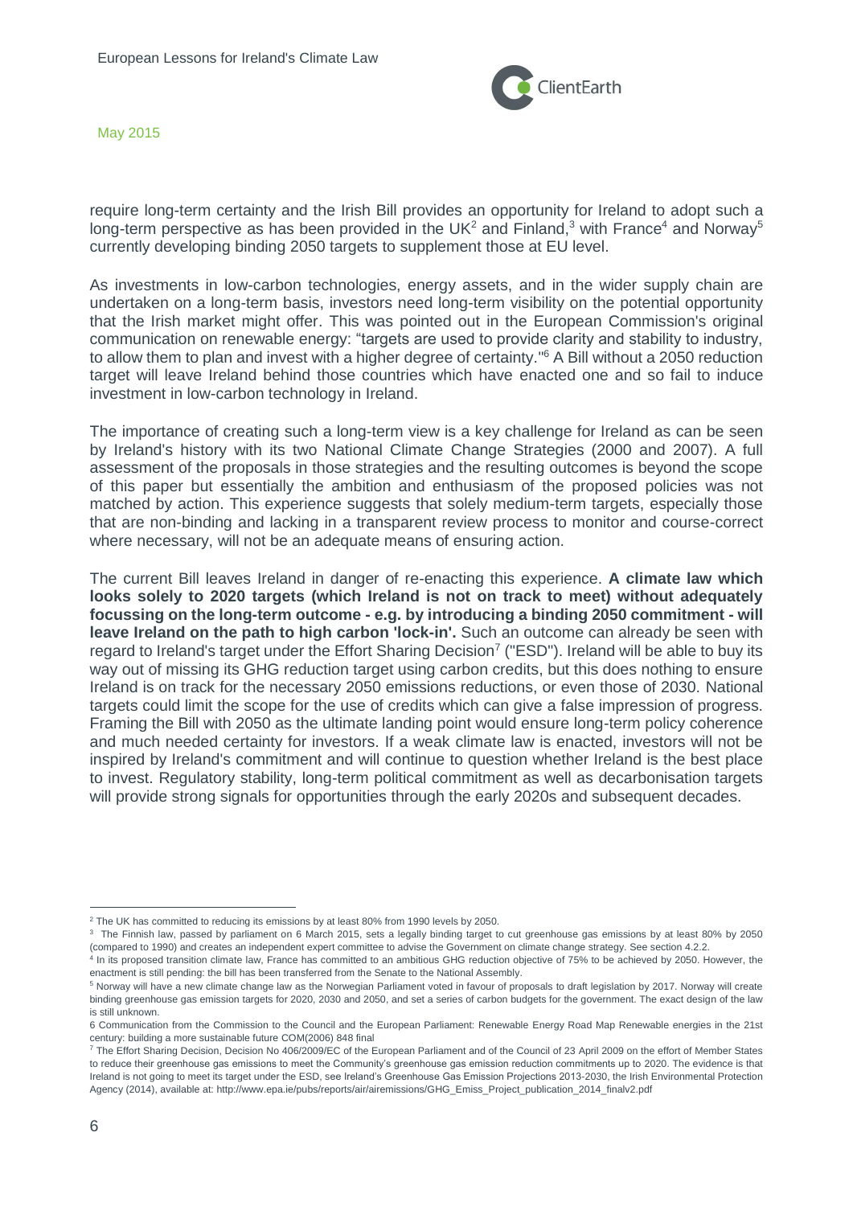require long-term certainty and the Irish Bill provides an opportunity for Ireland to adopt such a long-term perspective as has been provided in the UK[2] and Finland,[3] with France[4] and Norway[5] currently developing binding 2050 targets to supplement those at EU level.

As investments in low-carbon technologies, energy assets, and in the wider supply chain are undertaken on a long-term basis, investors need long-term visibility on the potential opportunity that the Irish market might offer. This was pointed out in the European Commission's original communication on renewable energy: "targets are used to provide clarity and stability to industry, to allow them to plan and invest with a higher degree of certainty."[6] A Bill without a 2050 reduction target will leave Ireland behind those countries which have enacted one and so fail to induce investment in low-carbon technology in Ireland.

The importance of creating such a long-term view is a key challenge for Ireland as can be seen by Ireland's history with its two National Climate Change Strategies (2000 and 2007). A full assessment of the proposals in those strategies and the resulting outcomes is beyond the scope of this paper but essentially the ambition and enthusiasm of the proposed policies was not matched by action. This experience suggests that solely medium-term targets, especially those that are non-binding and lacking in a transparent review process to monitor and course-correct where necessary, will not be an adequate means of ensuring action.

The current Bill leaves Ireland in danger of re-enacting this experience. **A climate law which looks solely to 2020 targets (which Ireland is not on track to meet) without adequately focussing on the long-term outcome - e.g. by introducing a binding 2050 commitment - will leave Ireland on the path to high carbon 'lock-in'.** Such an outcome can already be seen with regard to Ireland's target under the Effort Sharing Decision[7] ("ESD"). Ireland will be able to buy its way out of missing its GHG reduction target using carbon credits, but this does nothing to ensure Ireland is on track for the necessary 2050 emissions reductions, or even those of 2030. National targets could limit the scope for the use of credits which can give a false impression of progress. Framing the Bill with 2050 as the ultimate landing point would ensure long-term policy coherence and much needed certainty for investors. If a weak climate law is enacted, investors will not be inspired by Ireland's commitment and will continue to question whether Ireland is the best place to invest. Regulatory stability, long-term political commitment as well as decarbonisation targets will provide strong signals for opportunities through the early 2020s and subsequent decades.

---

[2] The UK has committed to reducing its emissions by at least 80% from 1990 levels by 2050.

[3] The Finnish law, passed by parliament on 6 March 2015, sets a legally binding target to cut greenhouse gas emissions by at least 80% by 2050 (compared to 1990) and creates an independent expert committee to advise the Government on climate change strategy. See section 4.2.2.

[4] In its proposed transition climate law, France has committed to an ambitious GHG reduction objective of 75% to be achieved by 2050. However, the enactment is still pending: the bill has been transferred from the Senate to the National Assembly.

[5] Norway will have a new climate change law as the Norwegian Parliament voted in favour of proposals to draft legislation by 2017. Norway will create binding greenhouse gas emission targets for 2020, 2030 and 2050, and set a series of carbon budgets for the government. The exact design of the law is still unknown.

[6] Communication from the Commission to the Council and the European Parliament: Renewable Energy Road Map Renewable energies in the 21st century: building a more sustainable future COM(2006) 848 final

[7] The Effort Sharing Decision, Decision No 406/2009/EC of the European Parliament and of the Council of 23 April 2009 on the effort of Member States to reduce their greenhouse gas emissions to meet the Community's greenhouse gas emission reduction commitments up to 2020. The evidence is that Ireland is not going to meet its target under the ESD, see Ireland's Greenhouse Gas Emission Projections 2013-2030, the Irish Environmental Protection Agency (2014), available at: http://www.epa.ie/pubs/reports/air/airemissions/GHG_Emiss_Project_publication_2014_finalv2.pdf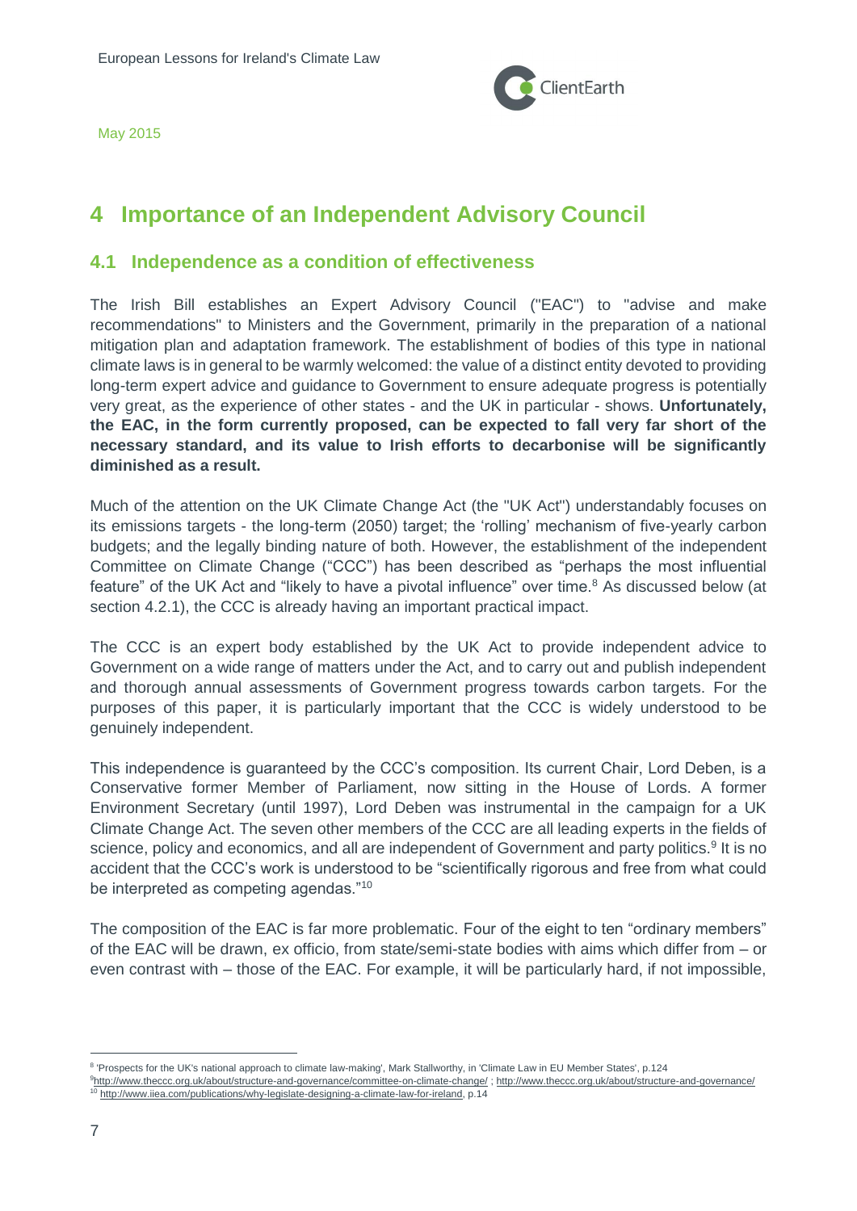# 4 Importance of an Independent Advisory Council

## 4.1 Independence as a condition of effectiveness

The Irish Bill establishes an Expert Advisory Council ("EAC") to "advise and make recommendations" to Ministers and the Government, primarily in the preparation of a national mitigation plan and adaptation framework. The establishment of bodies of this type in national climate laws is in general to be warmly welcomed: the value of a distinct entity devoted to providing long-term expert advice and guidance to Government to ensure adequate progress is potentially very great, as the experience of other states - and the UK in particular - shows. **Unfortunately, the EAC, in the form currently proposed, can be expected to fall very far short of the necessary standard, and its value to Irish efforts to decarbonise will be significantly diminished as a result.**

Much of the attention on the UK Climate Change Act (the "UK Act") understandably focuses on its emissions targets - the long-term (2050) target; the 'rolling' mechanism of five-yearly carbon budgets; and the legally binding nature of both. However, the establishment of the independent Committee on Climate Change ("CCC") has been described as "perhaps the most influential feature" of the UK Act and "likely to have a pivotal influence" over time.[8] As discussed below (at section 4.2.1), the CCC is already having an important practical impact.

The CCC is an expert body established by the UK Act to provide independent advice to Government on a wide range of matters under the Act, and to carry out and publish independent and thorough annual assessments of Government progress towards carbon targets. For the purposes of this paper, it is particularly important that the CCC is widely understood to be genuinely independent.

This independence is guaranteed by the CCC's composition. Its current Chair, Lord Deben, is a Conservative former Member of Parliament, now sitting in the House of Lords. A former Environment Secretary (until 1997), Lord Deben was instrumental in the campaign for a UK Climate Change Act. The seven other members of the CCC are all leading experts in the fields of science, policy and economics, and all are independent of Government and party politics.[9] It is no accident that the CCC's work is understood to be "scientifically rigorous and free from what could be interpreted as competing agendas."[10]

The composition of the EAC is far more problematic. Four of the eight to ten "ordinary members" of the EAC will be drawn, ex officio, from state/semi-state bodies with aims which differ from – or even contrast with – those of the EAC. For example, it will be particularly hard, if not impossible,

---

[8] 'Prospects for the UK's national approach to climate law-making', Mark Stallworthy, in 'Climate Law in EU Member States', p.124

[9] http://www.theccc.org.uk/about/structure-and-governance/committee-on-climate-change/ ; http://www.theccc.org.uk/about/structure-and-governance/

[10] http://www.iiea.com/publications/why-legislate-designing-a-climate-law-for-ireland, p.14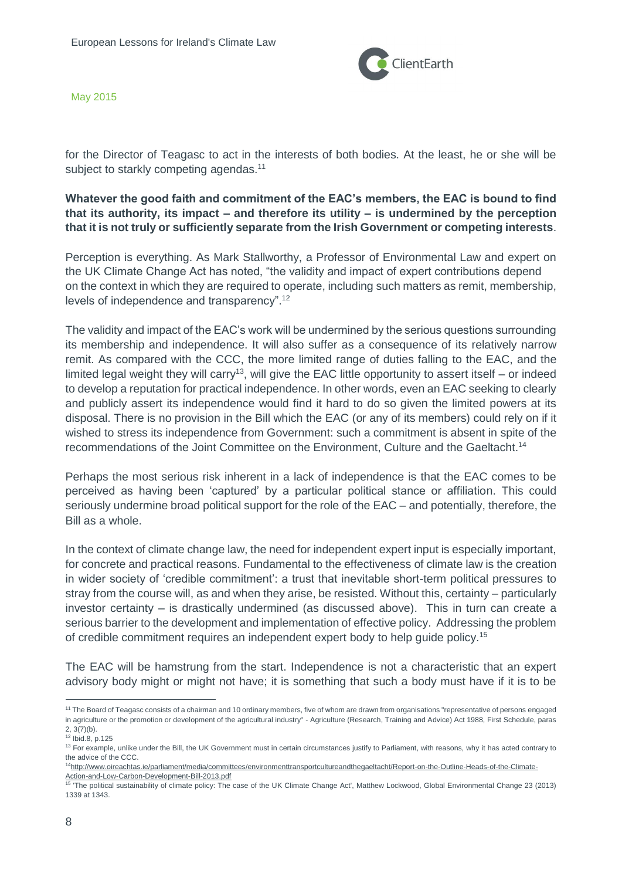for the Director of Teagasc to act in the interests of both bodies. At the least, he or she will be subject to starkly competing agendas.[11]

**Whatever the good faith and commitment of the EAC's members, the EAC is bound to find that its authority, its impact – and therefore its utility – is undermined by the perception that it is not truly or sufficiently separate from the Irish Government or competing interests**.

Perception is everything. As Mark Stallworthy, a Professor of Environmental Law and expert on the UK Climate Change Act has noted, "the validity and impact of expert contributions depend on the context in which they are required to operate, including such matters as remit, membership, levels of independence and transparency".[12]

The validity and impact of the EAC's work will be undermined by the serious questions surrounding its membership and independence. It will also suffer as a consequence of its relatively narrow remit. As compared with the CCC, the more limited range of duties falling to the EAC, and the limited legal weight they will carry[13], will give the EAC little opportunity to assert itself – or indeed to develop a reputation for practical independence. In other words, even an EAC seeking to clearly and publicly assert its independence would find it hard to do so given the limited powers at its disposal. There is no provision in the Bill which the EAC (or any of its members) could rely on if it wished to stress its independence from Government: such a commitment is absent in spite of the recommendations of the Joint Committee on the Environment, Culture and the Gaeltacht.[14]

Perhaps the most serious risk inherent in a lack of independence is that the EAC comes to be perceived as having been 'captured' by a particular political stance or affiliation. This could seriously undermine broad political support for the role of the EAC – and potentially, therefore, the Bill as a whole.

In the context of climate change law, the need for independent expert input is especially important, for concrete and practical reasons. Fundamental to the effectiveness of climate law is the creation in wider society of 'credible commitment': a trust that inevitable short-term political pressures to stray from the course will, as and when they arise, be resisted. Without this, certainty – particularly investor certainty – is drastically undermined (as discussed above). This in turn can create a serious barrier to the development and implementation of effective policy. Addressing the problem of credible commitment requires an independent expert body to help guide policy.[15]

The EAC will be hamstrung from the start. Independence is not a characteristic that an expert advisory body might or might not have; it is something that such a body must have if it is to be

---

[11] The Board of Teagasc consists of a chairman and 10 ordinary members, five of whom are drawn from organisations "representative of persons engaged in agriculture or the promotion or development of the agricultural industry" - Agriculture (Research, Training and Advice) Act 1988, First Schedule, paras 2, 3(7)(b).

[12] Ibid.8, p.125

[13] For example, unlike under the Bill, the UK Government must in certain circumstances justify to Parliament, with reasons, why it has acted contrary to the advice of the CCC.

[14] http://www.oireachtas.ie/parliament/media/committees/environmenttransportcultureandthegaeltacht/Report-on-the-Outline-Heads-of-the-Climate-Action-and-Low-Carbon-Development-Bill-2013.pdf

[15] 'The political sustainability of climate policy: The case of the UK Climate Change Act', Matthew Lockwood, Global Environmental Change 23 (2013) 1339 at 1343.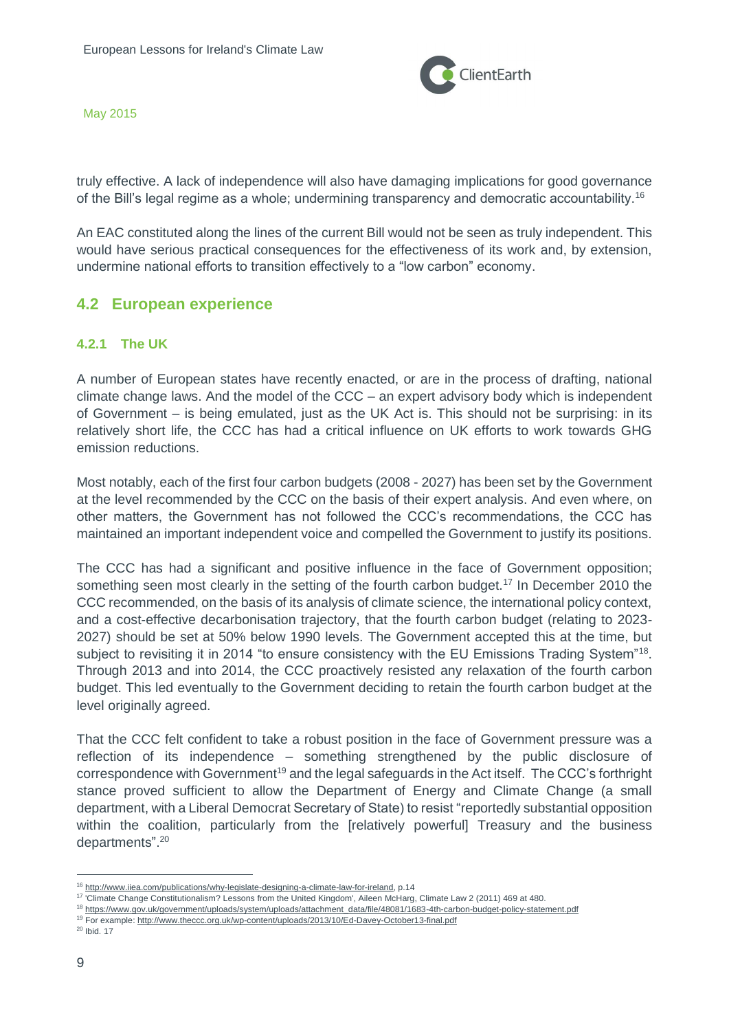truly effective. A lack of independence will also have damaging implications for good governance of the Bill's legal regime as a whole; undermining transparency and democratic accountability.[16]

An EAC constituted along the lines of the current Bill would not be seen as truly independent. This would have serious practical consequences for the effectiveness of its work and, by extension, undermine national efforts to transition effectively to a "low carbon" economy.

## 4.2 European experience

### 4.2.1 The UK

A number of European states have recently enacted, or are in the process of drafting, national climate change laws. And the model of the CCC – an expert advisory body which is independent of Government – is being emulated, just as the UK Act is. This should not be surprising: in its relatively short life, the CCC has had a critical influence on UK efforts to work towards GHG emission reductions.

Most notably, each of the first four carbon budgets (2008 - 2027) has been set by the Government at the level recommended by the CCC on the basis of their expert analysis. And even where, on other matters, the Government has not followed the CCC's recommendations, the CCC has maintained an important independent voice and compelled the Government to justify its positions.

The CCC has had a significant and positive influence in the face of Government opposition; something seen most clearly in the setting of the fourth carbon budget.[17] In December 2010 the CCC recommended, on the basis of its analysis of climate science, the international policy context, and a cost-effective decarbonisation trajectory, that the fourth carbon budget (relating to 2023-2027) should be set at 50% below 1990 levels. The Government accepted this at the time, but subject to revisiting it in 2014 "to ensure consistency with the EU Emissions Trading System"[18]. Through 2013 and into 2014, the CCC proactively resisted any relaxation of the fourth carbon budget. This led eventually to the Government deciding to retain the fourth carbon budget at the level originally agreed.

That the CCC felt confident to take a robust position in the face of Government pressure was a reflection of its independence – something strengthened by the public disclosure of correspondence with Government[19] and the legal safeguards in the Act itself. The CCC's forthright stance proved sufficient to allow the Department of Energy and Climate Change (a small department, with a Liberal Democrat Secretary of State) to resist "reportedly substantial opposition within the coalition, particularly from the [relatively powerful] Treasury and the business departments".[20]

---

[16] http://www.iiea.com/publications/why-legislate-designing-a-climate-law-for-ireland, p.14

[17] 'Climate Change Constitutionalism? Lessons from the United Kingdom', Aileen McHarg, Climate Law 2 (2011) 469 at 480.

[18] https://www.gov.uk/government/uploads/system/uploads/attachment_data/file/48081/1683-4th-carbon-budget-policy-statement.pdf

[19] For example: http://www.theccc.org.uk/wp-content/uploads/2013/10/Ed-Davey-October13-final.pdf

[20] Ibid. 17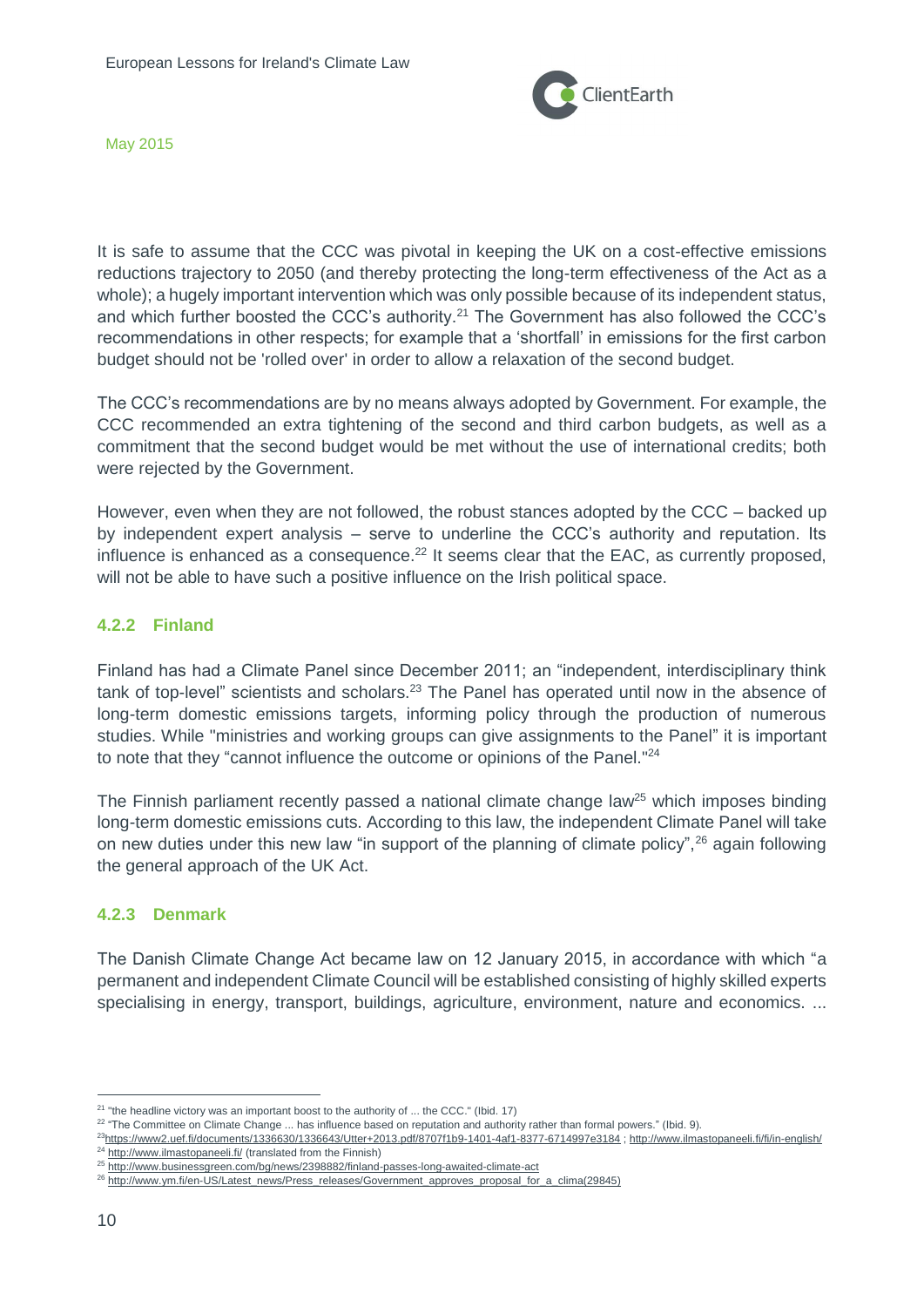It is safe to assume that the CCC was pivotal in keeping the UK on a cost-effective emissions reductions trajectory to 2050 (and thereby protecting the long-term effectiveness of the Act as a whole); a hugely important intervention which was only possible because of its independent status, and which further boosted the CCC's authority.[21] The Government has also followed the CCC's recommendations in other respects; for example that a 'shortfall' in emissions for the first carbon budget should not be 'rolled over' in order to allow a relaxation of the second budget.

The CCC's recommendations are by no means always adopted by Government. For example, the CCC recommended an extra tightening of the second and third carbon budgets, as well as a commitment that the second budget would be met without the use of international credits; both were rejected by the Government.

However, even when they are not followed, the robust stances adopted by the CCC – backed up by independent expert analysis – serve to underline the CCC's authority and reputation. Its influence is enhanced as a consequence.[22] It seems clear that the EAC, as currently proposed, will not be able to have such a positive influence on the Irish political space.

### 4.2.2 Finland

Finland has had a Climate Panel since December 2011; an "independent, interdisciplinary think tank of top-level" scientists and scholars.[23] The Panel has operated until now in the absence of long-term domestic emissions targets, informing policy through the production of numerous studies. While "ministries and working groups can give assignments to the Panel" it is important to note that they "cannot influence the outcome or opinions of the Panel."[24]

The Finnish parliament recently passed a national climate change law[25] which imposes binding long-term domestic emissions cuts. According to this law, the independent Climate Panel will take on new duties under this new law "in support of the planning of climate policy",[26] again following the general approach of the UK Act.

### 4.2.3 Denmark

The Danish Climate Change Act became law on 12 January 2015, in accordance with which "a permanent and independent Climate Council will be established consisting of highly skilled experts specialising in energy, transport, buildings, agriculture, environment, nature and economics. ...

---

[21] "the headline victory was an important boost to the authority of ... the CCC." (Ibid. 17)

[22] "The Committee on Climate Change ... has influence based on reputation and authority rather than formal powers." (Ibid. 9).

[23] https://www2.uef.fi/documents/1336630/1336643/Utter+2013.pdf/8707f1b9-1401-4af1-8377-6714997e3184 ; http://www.ilmastopaneeli.fi/fi/in-english/

[24] http://www.ilmastopaneeli.fi/ (translated from the Finnish)

[25] http://www.businessgreen.com/bg/news/2398882/finland-passes-long-awaited-climate-act

[26] http://www.ym.fi/en-US/Latest_news/Press_releases/Government_approves_proposal_for_a_clima(29845)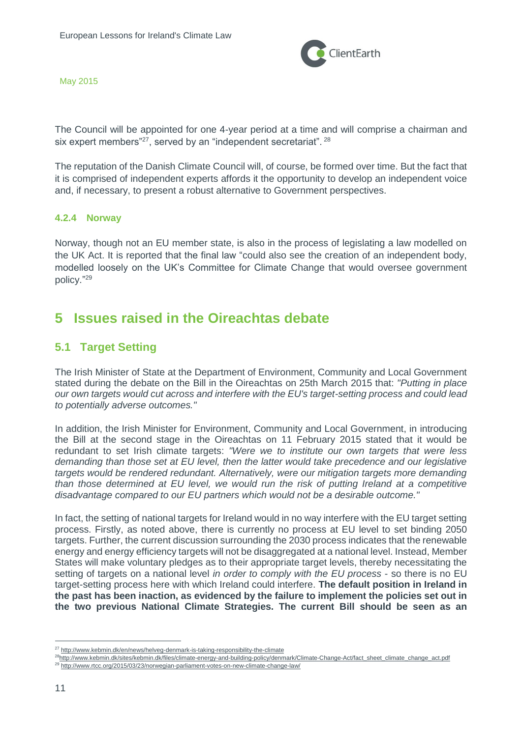The Council will be appointed for one 4-year period at a time and will comprise a chairman and six expert members"[27], served by an "independent secretariat". [28]

The reputation of the Danish Climate Council will, of course, be formed over time. But the fact that it is comprised of independent experts affords it the opportunity to develop an independent voice and, if necessary, to present a robust alternative to Government perspectives.

#### 4.2.4 Norway

Norway, though not an EU member state, is also in the process of legislating a law modelled on the UK Act. It is reported that the final law "could also see the creation of an independent body, modelled loosely on the UK's Committee for Climate Change that would oversee government policy."[29]

# 5 Issues raised in the Oireachtas debate

## 5.1 Target Setting

The Irish Minister of State at the Department of Environment, Community and Local Government stated during the debate on the Bill in the Oireachtas on 25th March 2015 that: *"Putting in place our own targets would cut across and interfere with the EU's target-setting process and could lead to potentially adverse outcomes."*

In addition, the Irish Minister for Environment, Community and Local Government, in introducing the Bill at the second stage in the Oireachtas on 11 February 2015 stated that it would be redundant to set Irish climate targets: *"Were we to institute our own targets that were less demanding than those set at EU level, then the latter would take precedence and our legislative targets would be rendered redundant. Alternatively, were our mitigation targets more demanding than those determined at EU level, we would run the risk of putting Ireland at a competitive disadvantage compared to our EU partners which would not be a desirable outcome."*

In fact, the setting of national targets for Ireland would in no way interfere with the EU target setting process. Firstly, as noted above, there is currently no process at EU level to set binding 2050 targets. Further, the current discussion surrounding the 2030 process indicates that the renewable energy and energy efficiency targets will not be disaggregated at a national level. Instead, Member States will make voluntary pledges as to their appropriate target levels, thereby necessitating the setting of targets on a national level *in order to comply with the EU process* - so there is no EU target-setting process here with which Ireland could interfere. **The default position in Ireland in the past has been inaction, as evidenced by the failure to implement the policies set out in the two previous National Climate Strategies. The current Bill should be seen as an**

---

[27] http://www.kebmin.dk/en/news/helveg-denmark-is-taking-responsibility-the-climate

[28] http://www.kebmin.dk/sites/kebmin.dk/files/climate-energy-and-building-policy/denmark/Climate-Change-Act/fact_sheet_climate_change_act.pdf

[29] http://www.rtcc.org/2015/03/23/norwegian-parliament-votes-on-new-climate-change-law/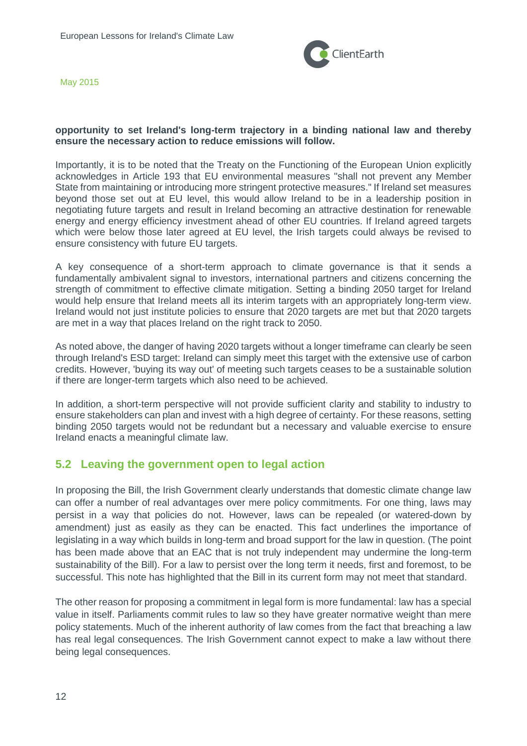**opportunity to set Ireland's long-term trajectory in a binding national law and thereby ensure the necessary action to reduce emissions will follow.**

Importantly, it is to be noted that the Treaty on the Functioning of the European Union explicitly acknowledges in Article 193 that EU environmental measures "shall not prevent any Member State from maintaining or introducing more stringent protective measures." If Ireland set measures beyond those set out at EU level, this would allow Ireland to be in a leadership position in negotiating future targets and result in Ireland becoming an attractive destination for renewable energy and energy efficiency investment ahead of other EU countries. If Ireland agreed targets which were below those later agreed at EU level, the Irish targets could always be revised to ensure consistency with future EU targets.

A key consequence of a short-term approach to climate governance is that it sends a fundamentally ambivalent signal to investors, international partners and citizens concerning the strength of commitment to effective climate mitigation. Setting a binding 2050 target for Ireland would help ensure that Ireland meets all its interim targets with an appropriately long-term view. Ireland would not just institute policies to ensure that 2020 targets are met but that 2020 targets are met in a way that places Ireland on the right track to 2050.

As noted above, the danger of having 2020 targets without a longer timeframe can clearly be seen through Ireland's ESD target: Ireland can simply meet this target with the extensive use of carbon credits. However, 'buying its way out' of meeting such targets ceases to be a sustainable solution if there are longer-term targets which also need to be achieved.

In addition, a short-term perspective will not provide sufficient clarity and stability to industry to ensure stakeholders can plan and invest with a high degree of certainty. For these reasons, setting binding 2050 targets would not be redundant but a necessary and valuable exercise to ensure Ireland enacts a meaningful climate law.

## 5.2 Leaving the government open to legal action

In proposing the Bill, the Irish Government clearly understands that domestic climate change law can offer a number of real advantages over mere policy commitments. For one thing, laws may persist in a way that policies do not. However, laws can be repealed (or watered-down by amendment) just as easily as they can be enacted. This fact underlines the importance of legislating in a way which builds in long-term and broad support for the law in question. (The point has been made above that an EAC that is not truly independent may undermine the long-term sustainability of the Bill). For a law to persist over the long term it needs, first and foremost, to be successful. This note has highlighted that the Bill in its current form may not meet that standard.

The other reason for proposing a commitment in legal form is more fundamental: law has a special value in itself. Parliaments commit rules to law so they have greater normative weight than mere policy statements. Much of the inherent authority of law comes from the fact that breaching a law has real legal consequences. The Irish Government cannot expect to make a law without there being legal consequences.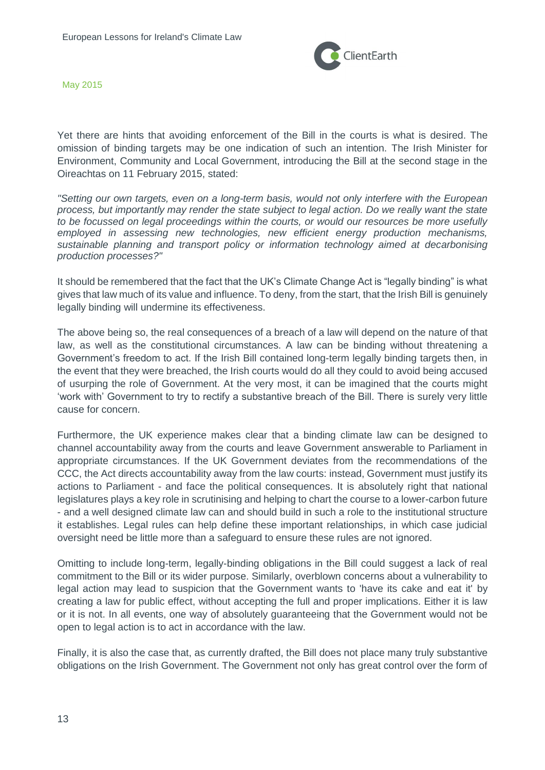Yet there are hints that avoiding enforcement of the Bill in the courts is what is desired. The omission of binding targets may be one indication of such an intention. The Irish Minister for Environment, Community and Local Government, introducing the Bill at the second stage in the Oireachtas on 11 February 2015, stated:

*"Setting our own targets, even on a long-term basis, would not only interfere with the European process, but importantly may render the state subject to legal action. Do we really want the state to be focussed on legal proceedings within the courts, or would our resources be more usefully employed in assessing new technologies, new efficient energy production mechanisms, sustainable planning and transport policy or information technology aimed at decarbonising production processes?"*

It should be remembered that the fact that the UK's Climate Change Act is "legally binding" is what gives that law much of its value and influence. To deny, from the start, that the Irish Bill is genuinely legally binding will undermine its effectiveness.

The above being so, the real consequences of a breach of a law will depend on the nature of that law, as well as the constitutional circumstances. A law can be binding without threatening a Government's freedom to act. If the Irish Bill contained long-term legally binding targets then, in the event that they were breached, the Irish courts would do all they could to avoid being accused of usurping the role of Government. At the very most, it can be imagined that the courts might 'work with' Government to try to rectify a substantive breach of the Bill. There is surely very little cause for concern.

Furthermore, the UK experience makes clear that a binding climate law can be designed to channel accountability away from the courts and leave Government answerable to Parliament in appropriate circumstances. If the UK Government deviates from the recommendations of the CCC, the Act directs accountability away from the law courts: instead, Government must justify its actions to Parliament - and face the political consequences. It is absolutely right that national legislatures plays a key role in scrutinising and helping to chart the course to a lower-carbon future - and a well designed climate law can and should build in such a role to the institutional structure it establishes. Legal rules can help define these important relationships, in which case judicial oversight need be little more than a safeguard to ensure these rules are not ignored.

Omitting to include long-term, legally-binding obligations in the Bill could suggest a lack of real commitment to the Bill or its wider purpose. Similarly, overblown concerns about a vulnerability to legal action may lead to suspicion that the Government wants to 'have its cake and eat it' by creating a law for public effect, without accepting the full and proper implications. Either it is law or it is not. In all events, one way of absolutely guaranteeing that the Government would not be open to legal action is to act in accordance with the law.

Finally, it is also the case that, as currently drafted, the Bill does not place many truly substantive obligations on the Irish Government. The Government not only has great control over the form of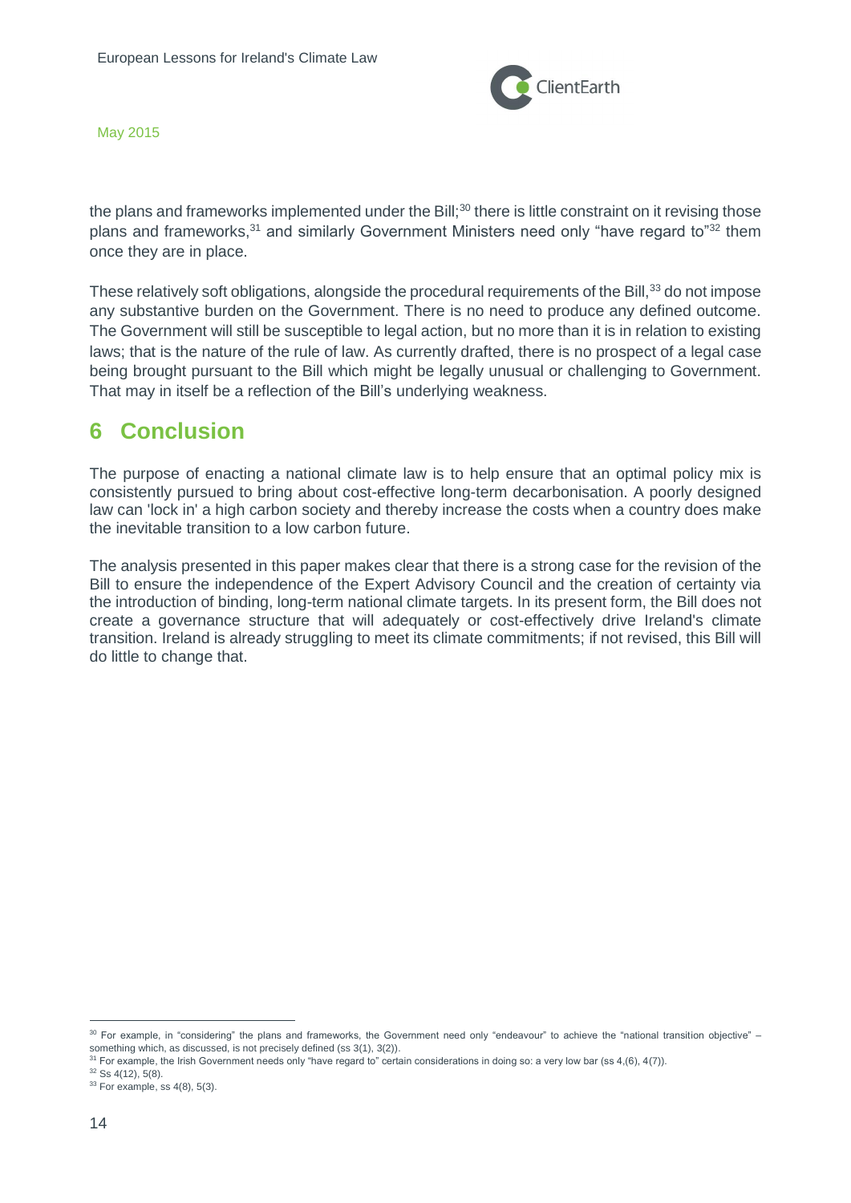the plans and frameworks implemented under the Bill;[30] there is little constraint on it revising those plans and frameworks,[31] and similarly Government Ministers need only "have regard to"[32] them once they are in place.

These relatively soft obligations, alongside the procedural requirements of the Bill,[33] do not impose any substantive burden on the Government. There is no need to produce any defined outcome. The Government will still be susceptible to legal action, but no more than it is in relation to existing laws; that is the nature of the rule of law. As currently drafted, there is no prospect of a legal case being brought pursuant to the Bill which might be legally unusual or challenging to Government. That may in itself be a reflection of the Bill's underlying weakness.

## 6 Conclusion

The purpose of enacting a national climate law is to help ensure that an optimal policy mix is consistently pursued to bring about cost-effective long-term decarbonisation. A poorly designed law can 'lock in' a high carbon society and thereby increase the costs when a country does make the inevitable transition to a low carbon future.

The analysis presented in this paper makes clear that there is a strong case for the revision of the Bill to ensure the independence of the Expert Advisory Council and the creation of certainty via the introduction of binding, long-term national climate targets. In its present form, the Bill does not create a governance structure that will adequately or cost-effectively drive Ireland's climate transition. Ireland is already struggling to meet its climate commitments; if not revised, this Bill will do little to change that.

---

[30] For example, in "considering" the plans and frameworks, the Government need only "endeavour" to achieve the "national transition objective" – something which, as discussed, is not precisely defined (ss 3(1), 3(2)).

[31] For example, the Irish Government needs only "have regard to" certain considerations in doing so: a very low bar (ss 4,(6), 4(7)).

[32] Ss 4(12), 5(8).

[33] For example, ss 4(8), 5(3).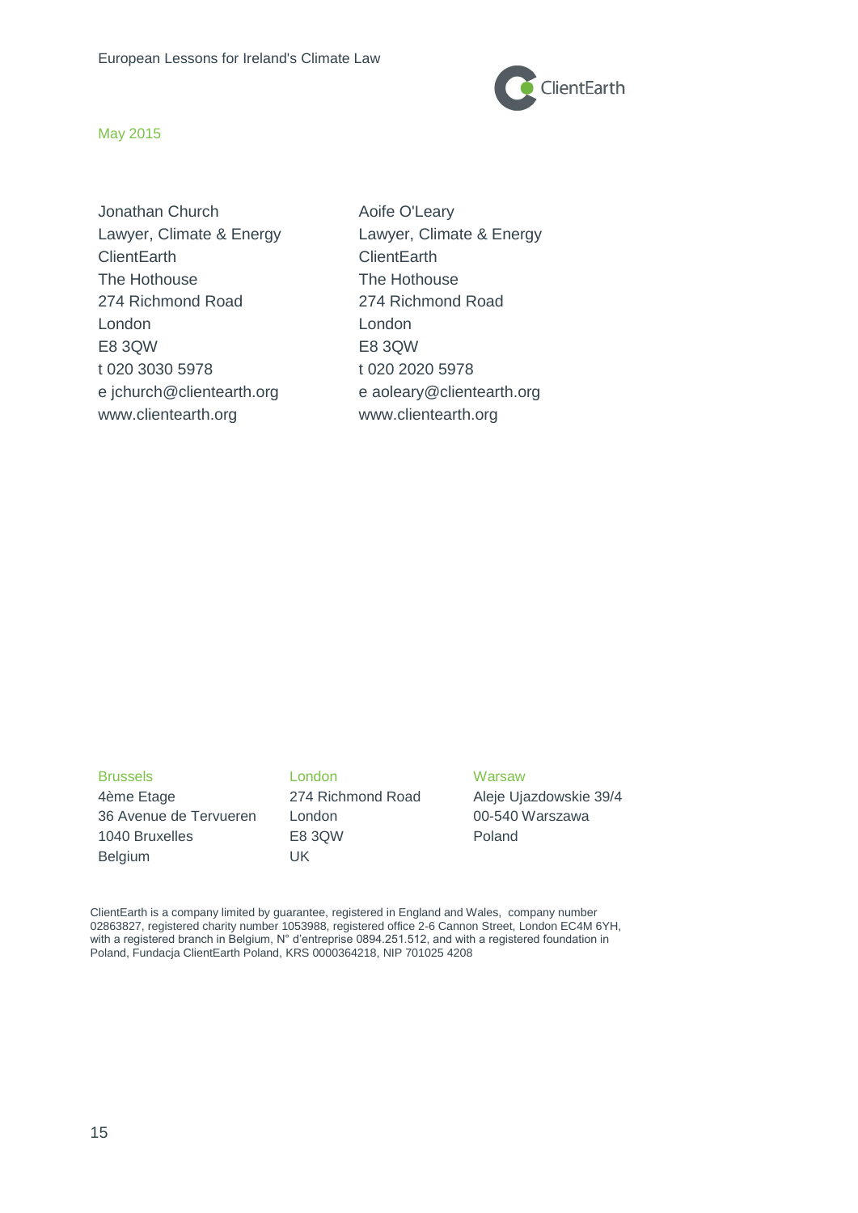European Lessons for Ireland's Climate Law

ClientEarth

May 2015

Jonathan Church
Lawyer, Climate & Energy
ClientEarth
The Hothouse
274 Richmond Road
London
E8 3QW
t 020 3030 5978
e jchurch@clientearth.org
www.clientearth.org

Aoife O'Leary
Lawyer, Climate & Energy
ClientEarth
The Hothouse
274 Richmond Road
London
E8 3QW
t 020 2020 5978
e aoleary@clientearth.org
www.clientearth.org

Brussels
4ème Etage
36 Avenue de Tervueren
1040 Bruxelles
Belgium

London
274 Richmond Road
London
E8 3QW
UK

Warsaw
Aleje Ujazdowskie 39/4
00-540 Warszawa
Poland

ClientEarth is a company limited by guarantee, registered in England and Wales, company number 02863827, registered charity number 1053988, registered office 2-6 Cannon Street, London EC4M 6YH, with a registered branch in Belgium, N° d'entreprise 0894.251.512, and with a registered foundation in Poland, Fundacja ClientEarth Poland, KRS 0000364218, NIP 701025 4208